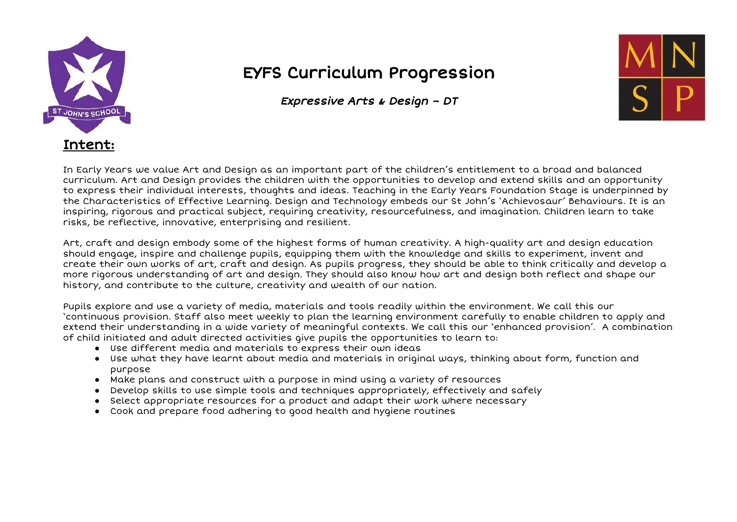# EYFS Curriculum Progression

*Expressive Arts & Design – DT*

## Intent:

In Early Years we value Art and Design as an important part of the children's entitlement to a broad and balanced curriculum. Art and Design provides the children with the opportunities to develop and extend skills and an opportunity to express their individual interests, thoughts and ideas. Teaching in the Early Years Foundation Stage is underpinned by the Characteristics of Effective Learning. Design and Technology embeds our St John's 'Achievosaur' Behaviours. It is an inspiring, rigorous and practical subject, requiring creativity, resourcefulness, and imagination. Children learn to take risks, be reflective, innovative, enterprising and resilient.

Art, craft and design embody some of the highest forms of human creativity. A high-quality art and design education should engage, inspire and challenge pupils, equipping them with the knowledge and skills to experiment, invent and create their own works of art, craft and design. As pupils progress, they should be able to think critically and develop a more rigorous understanding of art and design. They should also know how art and design both reflect and shape our history, and contribute to the culture, creativity and wealth of our nation.

Pupils explore and use a variety of media, materials and tools readily within the environment. We call this our 'continuous provision. Staff also meet weekly to plan the learning environment carefully to enable children to apply and extend their understanding in a wide variety of meaningful contexts. We call this our 'enhanced provision'. A combination of child initiated and adult directed activities give pupils the opportunities to learn to:

- Use different media and materials to express their own ideas
- Use what they have learnt about media and materials in original ways, thinking about form, function and purpose
- Make plans and construct with a purpose in mind using a variety of resources
- Develop skills to use simple tools and techniques appropriately, effectively and safely
- Select appropriate resources for a product and adapt their work where necessary
- Cook and prepare food adhering to good health and hygiene routines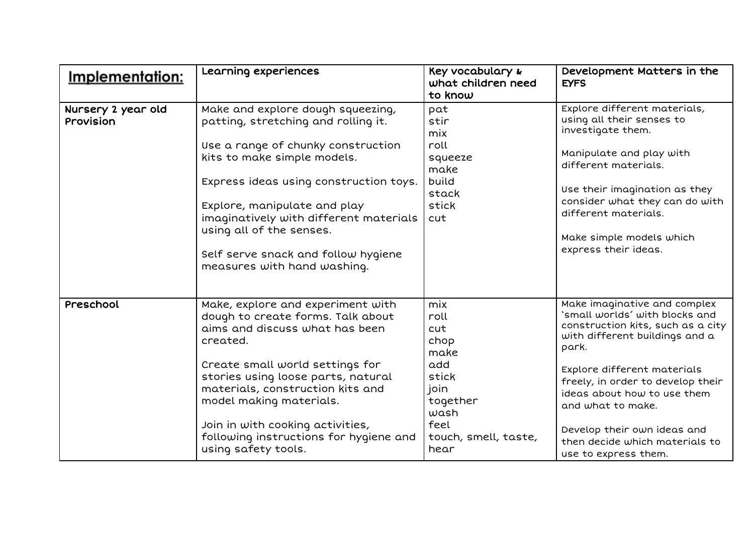| **Implementation:** | Learning experiences | Key vocabulary & what children need to know | Development Matters in the EYFS |
|---|---|---|---|
| Nursery 2 year old Provision | Make and explore dough squeezing, patting, stretching and rolling it.<br><br>Use a range of chunky construction kits to make simple models.<br><br>Express ideas using construction toys.<br><br>Explore, manipulate and play imaginatively with different materials using all of the senses.<br><br>Self serve snack and follow hygiene measures with hand washing. | pat<br>stir<br>mix<br>roll<br>squeeze<br>make<br>build<br>stack<br>stick<br>cut | Explore different materials, using all their senses to investigate them.<br><br>Manipulate and play with different materials.<br><br>Use their imagination as they consider what they can do with different materials.<br><br>Make simple models which express their ideas. |
| Preschool | Make, explore and experiment with dough to create forms. Talk about aims and discuss what has been created.<br><br>Create small world settings for stories using loose parts, natural materials, construction kits and model making materials.<br><br>Join in with cooking activities, following instructions for hygiene and using safety tools. | mix<br>roll<br>cut<br>chop<br>make<br>add<br>stick<br>join<br>together<br>wash<br>feel<br>touch, smell, taste, hear | Make imaginative and complex 'small worlds' with blocks and construction kits, such as a city with different buildings and a park.<br><br>Explore different materials freely, in order to develop their ideas about how to use them and what to make.<br><br>Develop their own ideas and then decide which materials to use to express them. |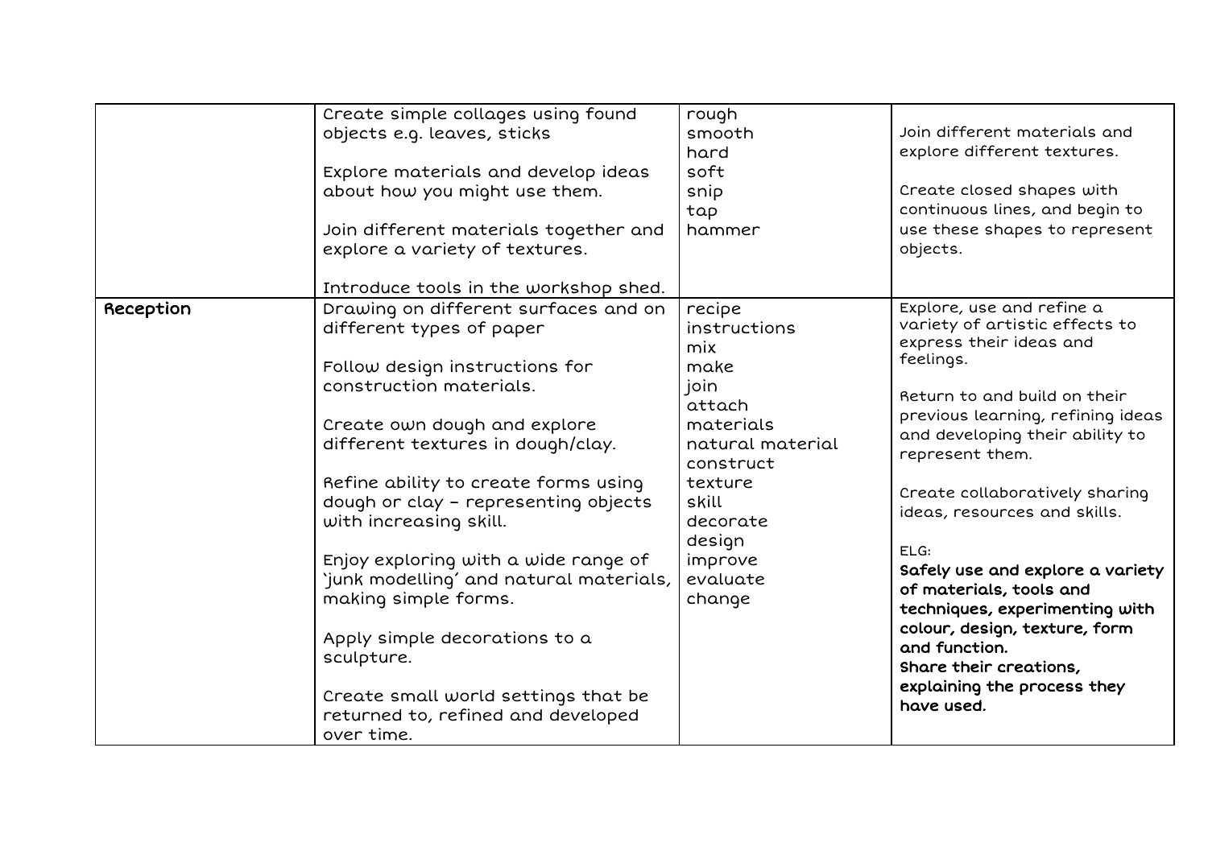| | | | |
|---|---|---|---|
| | Create simple collages using found objects e.g. leaves, sticks<br><br>Explore materials and develop ideas about how you might use them.<br><br>Join different materials together and explore a variety of textures.<br><br>Introduce tools in the workshop shed. | rough<br>smooth<br>hard<br>soft<br>snip<br>tap<br>hammer | Join different materials and explore different textures.<br><br>Create closed shapes with continuous lines, and begin to use these shapes to represent objects. |
| **Reception** | Drawing on different surfaces and on different types of paper<br><br>Follow design instructions for construction materials.<br><br>Create own dough and explore different textures in dough/clay.<br><br>Refine ability to create forms using dough or clay – representing objects with increasing skill.<br><br>Enjoy exploring with a wide range of 'junk modelling' and natural materials, making simple forms.<br><br>Apply simple decorations to a sculpture.<br><br>Create small world settings that be returned to, refined and developed over time. | recipe<br>instructions<br>mix<br>make<br>join<br>attach<br>materials<br>natural material<br>construct<br>texture<br>skill<br>decorate<br>design<br>improve<br>evaluate<br>change | Explore, use and refine a variety of artistic effects to express their ideas and feelings.<br><br>Return to and build on their previous learning, refining ideas and developing their ability to represent them.<br><br>Create collaboratively sharing ideas, resources and skills.<br><br>ELG:<br>**Safely use and explore a variety of materials, tools and techniques, experimenting with colour, design, texture, form and function.**<br>**Share their creations, explaining the process they have used.** |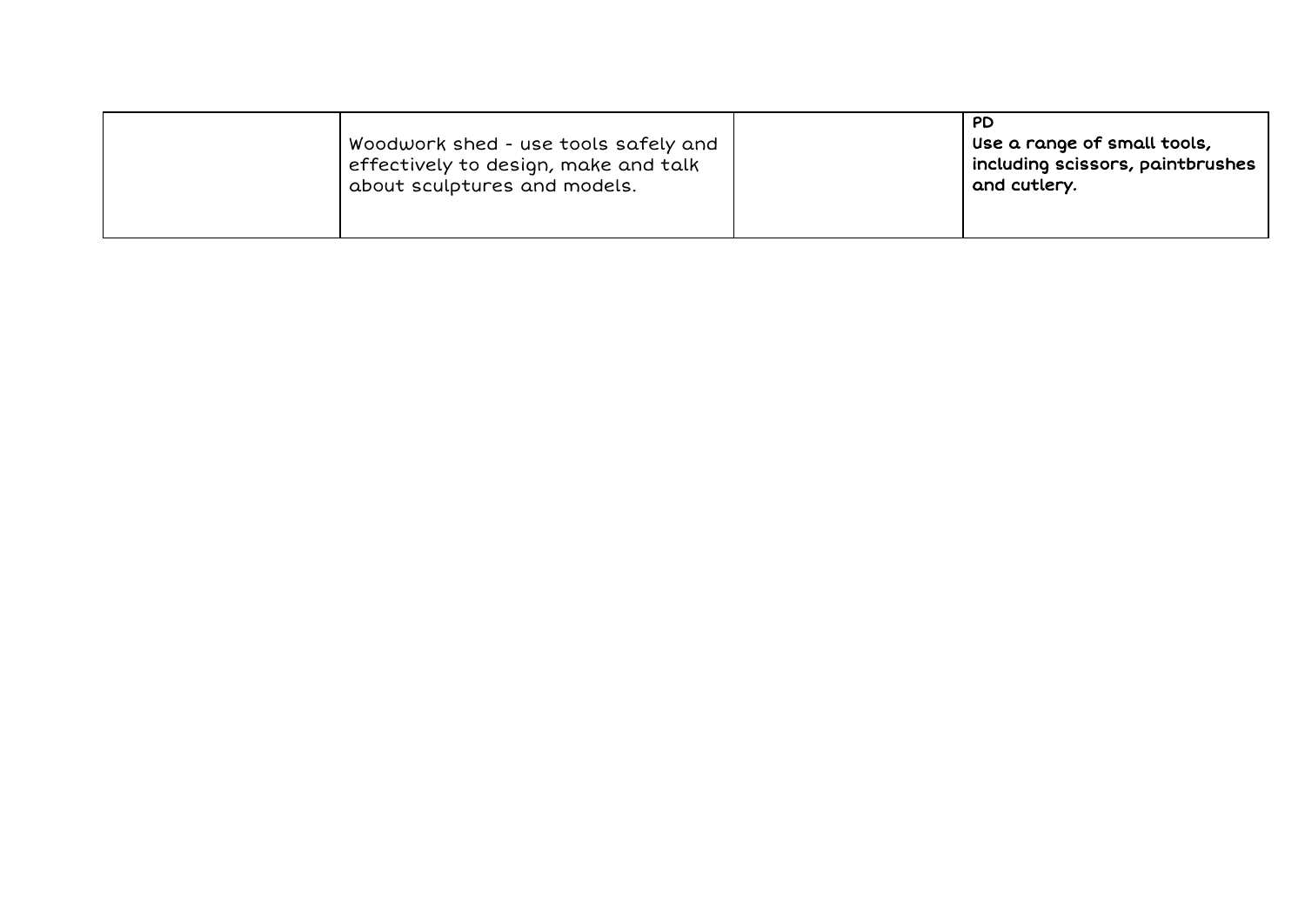| | | | |
|---|---|---|---|
| | Woodwork shed - use tools safely and effectively to design, make and talk about sculptures and models. | | **PD**<br>**Use a range of small tools, including scissors, paintbrushes and cutlery.** |